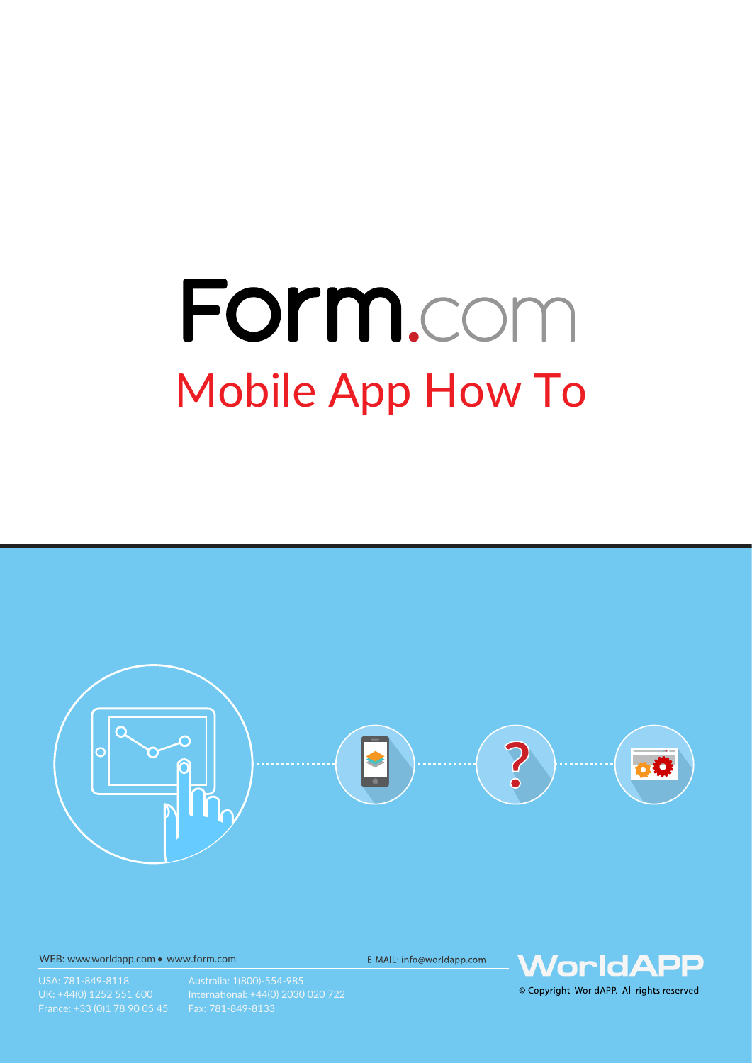# Form.com

## Mobile App How To

WEB: www.worldapp.com • www.form.com

E-MAIL: info@worldapp.com

USA: 781-849-8118
UK: +44(0) 1252 551 600
France: +33 (0)1 78 90 05 45

Australia: 1(800)-554-985
International: +44(0) 2030 020 722
Fax: 781-849-8133

WorldAPP

© Copyright WorldAPP. All rights reserved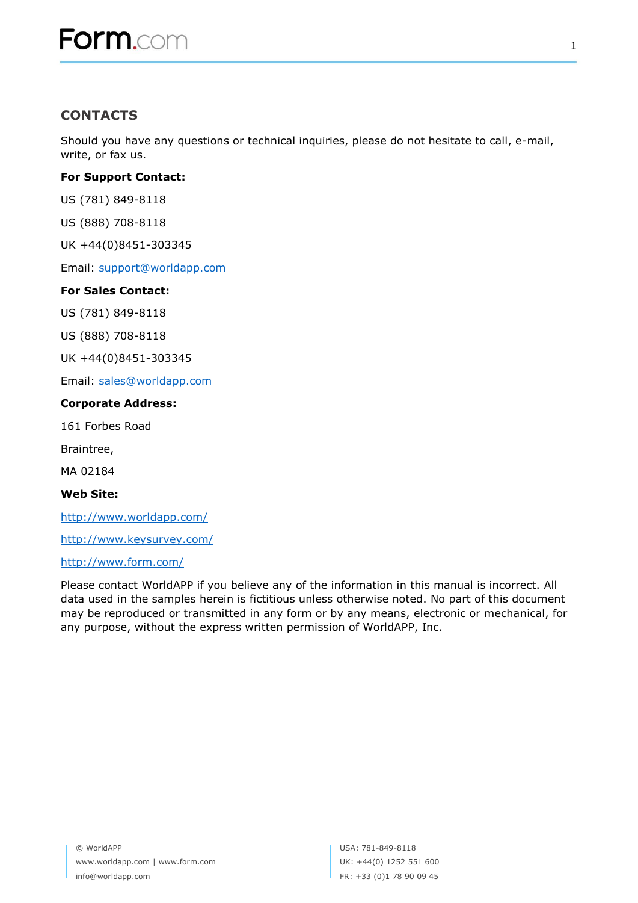## CONTACTS

Should you have any questions or technical inquiries, please do not hesitate to call, e-mail, write, or fax us.

**For Support Contact:**

US (781) 849-8118

US (888) 708-8118

UK +44(0)8451-303345

Email: support@worldapp.com

**For Sales Contact:**

US (781) 849-8118

US (888) 708-8118

UK +44(0)8451-303345

Email: sales@worldapp.com

**Corporate Address:**

161 Forbes Road

Braintree,

MA 02184

**Web Site:**

http://www.worldapp.com/

http://www.keysurvey.com/

http://www.form.com/

Please contact WorldAPP if you believe any of the information in this manual is incorrect. All data used in the samples herein is fictitious unless otherwise noted. No part of this document may be reproduced or transmitted in any form or by any means, electronic or mechanical, for any purpose, without the express written permission of WorldAPP, Inc.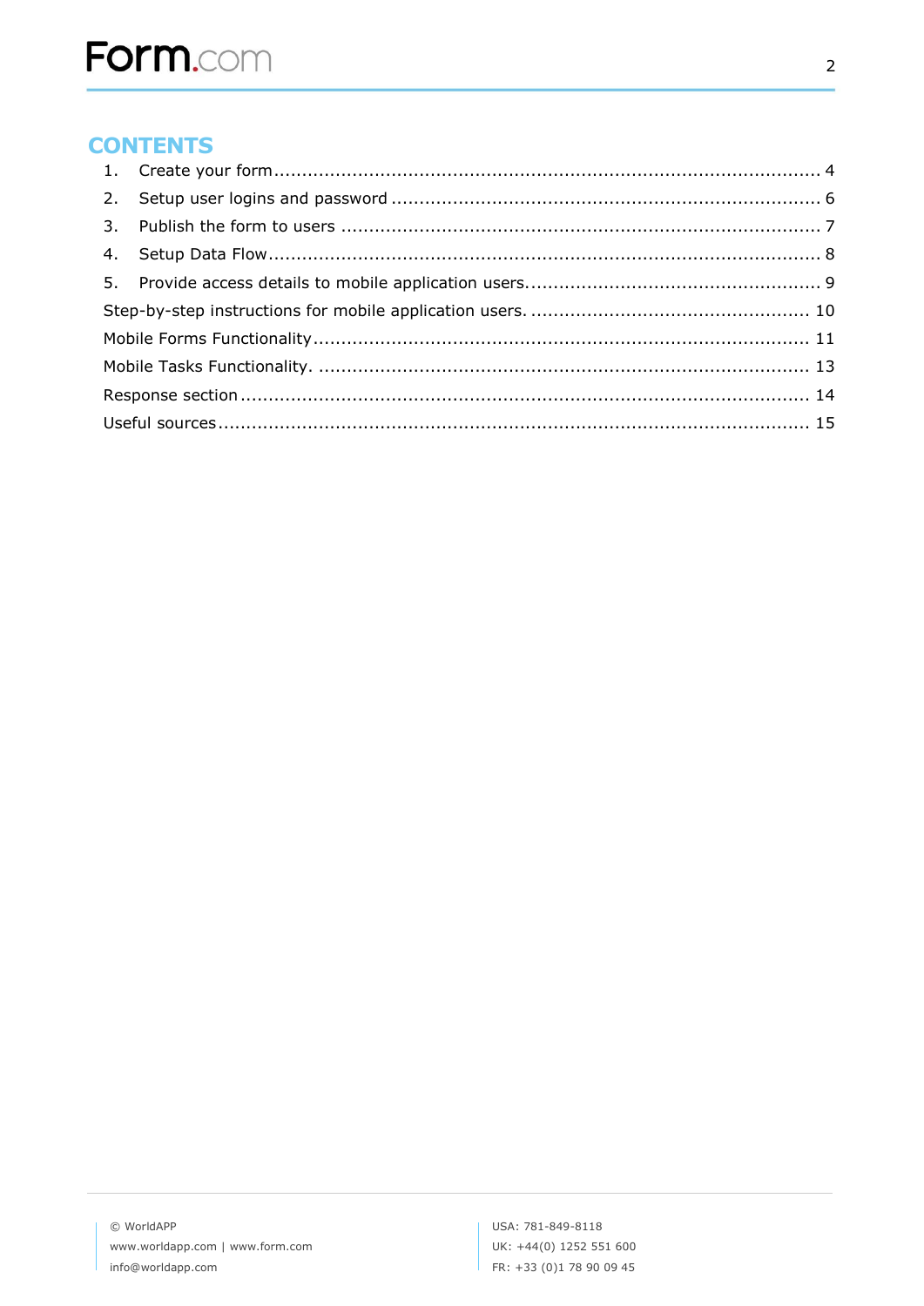## CONTENTS

1. Create your form.................................................................................................. 4
2. Setup user logins and password ........................................................................... 6
3. Publish the form to users .................................................................................... 7
4. Setup Data Flow.................................................................................................. 8
5. Provide access details to mobile application users.................................................... 9

Step-by-step instructions for mobile application users. ................................................ 10

Mobile Forms Functionality........................................................................................ 11

Mobile Tasks Functionality. ....................................................................................... 13

Response section..................................................................................................... 14

Useful sources......................................................................................................... 15

© WorldAPP
www.worldapp.com | www.form.com
info@worldapp.com

USA: 781-849-8118
UK: +44(0) 1252 551 600
FR: +33 (0)1 78 90 09 45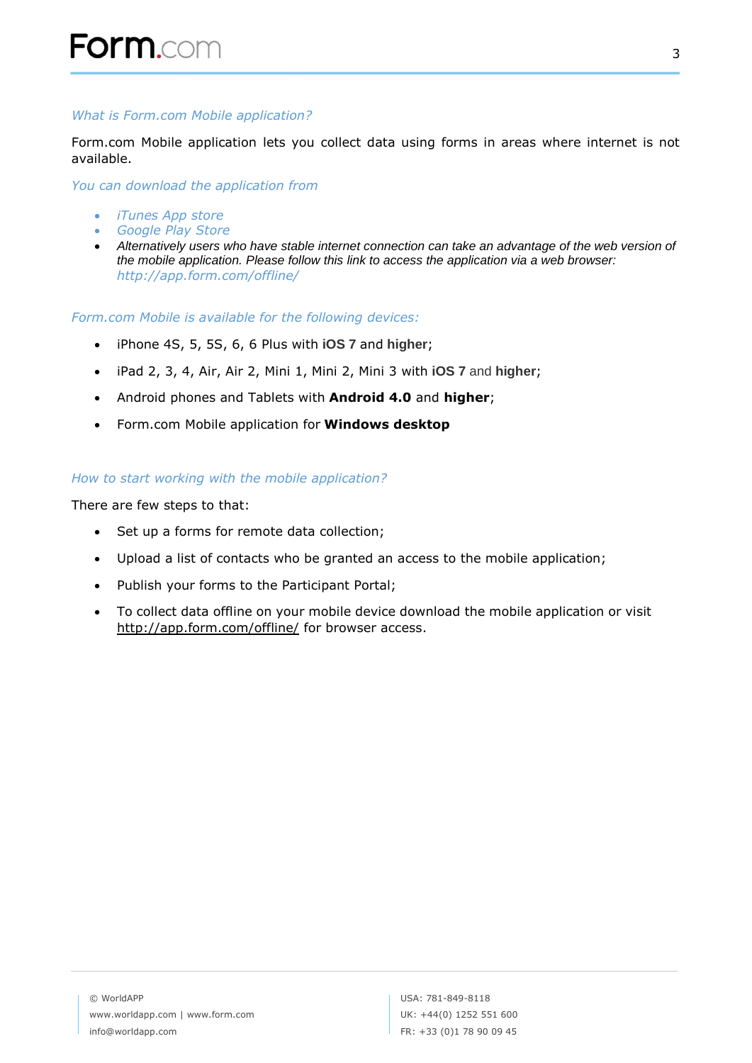### *What is Form.com Mobile application?*

Form.com Mobile application lets you collect data using forms in areas where internet is not available.

### *You can download the application from*

- *iTunes App store*
- *Google Play Store*
- *Alternatively users who have stable internet connection can take an advantage of the web version of the mobile application. Please follow this link to access the application via a web browser: http://app.form.com/offline/*

### *Form.com Mobile is available for the following devices:*

- iPhone 4S, 5, 5S, 6, 6 Plus with **iOS 7** and **higher**;
- iPad 2, 3, 4, Air, Air 2, Mini 1, Mini 2, Mini 3 with **iOS 7** and **higher**;
- Android phones and Tablets with **Android 4.0** and **higher**;
- Form.com Mobile application for **Windows desktop**

### *How to start working with the mobile application?*

There are few steps to that:

- Set up a forms for remote data collection;
- Upload a list of contacts who be granted an access to the mobile application;
- Publish your forms to the Participant Portal;
- To collect data offline on your mobile device download the mobile application or visit http://app.form.com/offline/ for browser access.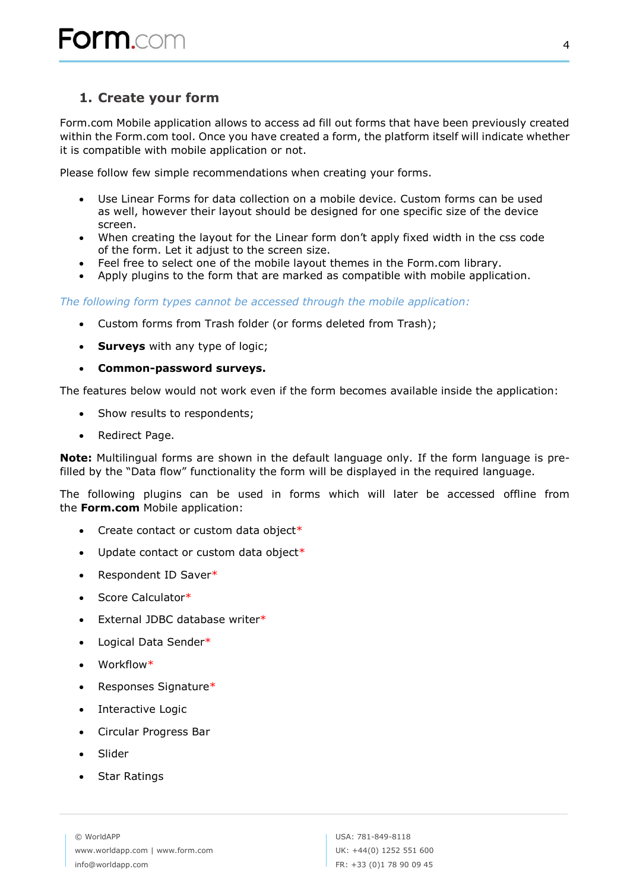## 1. Create your form

Form.com Mobile application allows to access ad fill out forms that have been previously created within the Form.com tool. Once you have created a form, the platform itself will indicate whether it is compatible with mobile application or not.

Please follow few simple recommendations when creating your forms.

- Use Linear Forms for data collection on a mobile device. Custom forms can be used as well, however their layout should be designed for one specific size of the device screen.
- When creating the layout for the Linear form don't apply fixed width in the css code of the form. Let it adjust to the screen size.
- Feel free to select one of the mobile layout themes in the Form.com library.
- Apply plugins to the form that are marked as compatible with mobile application.

*The following form types cannot be accessed through the mobile application:*

- Custom forms from Trash folder (or forms deleted from Trash);
- **Surveys** with any type of logic;
- **Common-password surveys.**

The features below would not work even if the form becomes available inside the application:

- Show results to respondents;
- Redirect Page.

**Note:** Multilingual forms are shown in the default language only. If the form language is pre-filled by the "Data flow" functionality the form will be displayed in the required language.

The following plugins can be used in forms which will later be accessed offline from the **Form.com** Mobile application:

- Create contact or custom data object*
- Update contact or custom data object*
- Respondent ID Saver*
- Score Calculator*
- External JDBC database writer*
- Logical Data Sender*
- Workflow*
- Responses Signature*
- Interactive Logic
- Circular Progress Bar
- Slider
- Star Ratings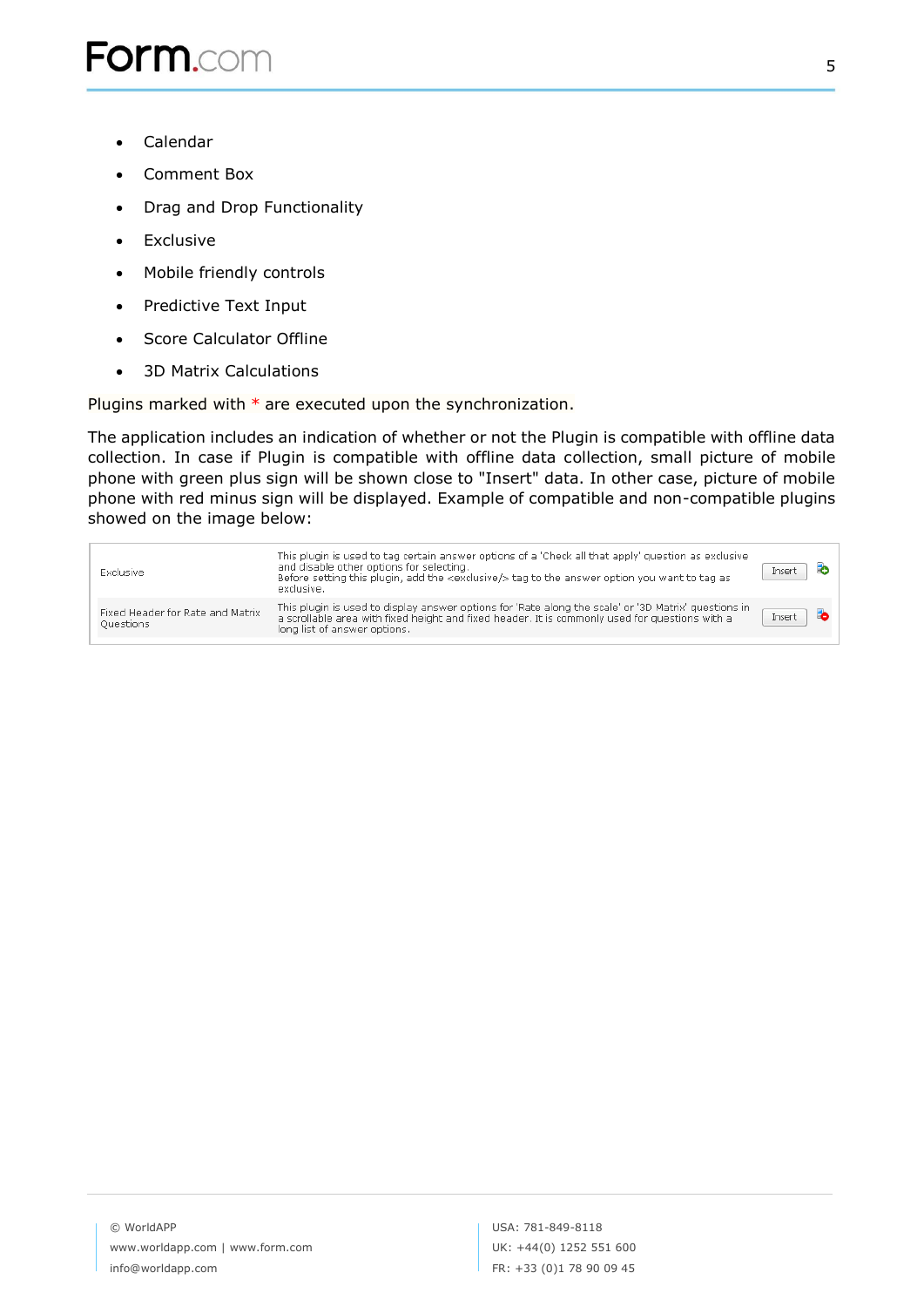- Calendar
- Comment Box
- Drag and Drop Functionality
- Exclusive
- Mobile friendly controls
- Predictive Text Input
- Score Calculator Offline
- 3D Matrix Calculations

Plugins marked with * are executed upon the synchronization.

The application includes an indication of whether or not the Plugin is compatible with offline data collection. In case if Plugin is compatible with offline data collection, small picture of mobile phone with green plus sign will be shown close to "Insert" data. In other case, picture of mobile phone with red minus sign will be displayed. Example of compatible and non-compatible plugins showed on the image below:

| | | | |
|---|---|---|---|
| Exclusive | This plugin is used to tag certain answer options of a 'Check all that apply' question as exclusive and disable other options for selecting. Before setting this plugin, add the <exclusive/> tag to the answer option you want to tag as exclusive. | Insert | |
| Fixed Header for Rate and Matrix Questions | This plugin is used to display answer options for 'Rate along the scale' or '3D Matrix' questions in a scrollable area with fixed height and fixed header. It is commonly used for questions with a long list of answer options. | Insert | |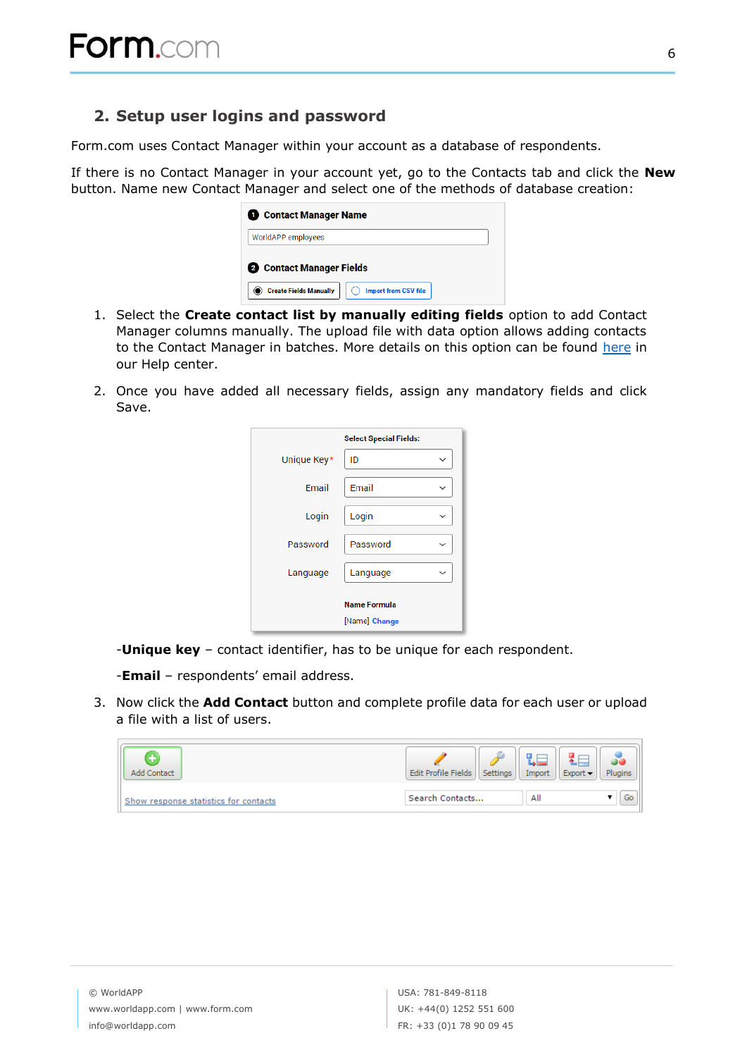## 2. Setup user logins and password

Form.com uses Contact Manager within your account as a database of respondents.

If there is no Contact Manager in your account yet, go to the Contacts tab and click the **New** button. Name new Contact Manager and select one of the methods of database creation:

1. Select the **Create contact list by manually editing fields** option to add Contact Manager columns manually. The upload file with data option allows adding contacts to the Contact Manager in batches. More details on this option can be found here in our Help center.

2. Once you have added all necessary fields, assign any mandatory fields and click Save.

   -**Unique key** – contact identifier, has to be unique for each respondent.

   -**Email** – respondents' email address.

3. Now click the **Add Contact** button and complete profile data for each user or upload a file with a list of users.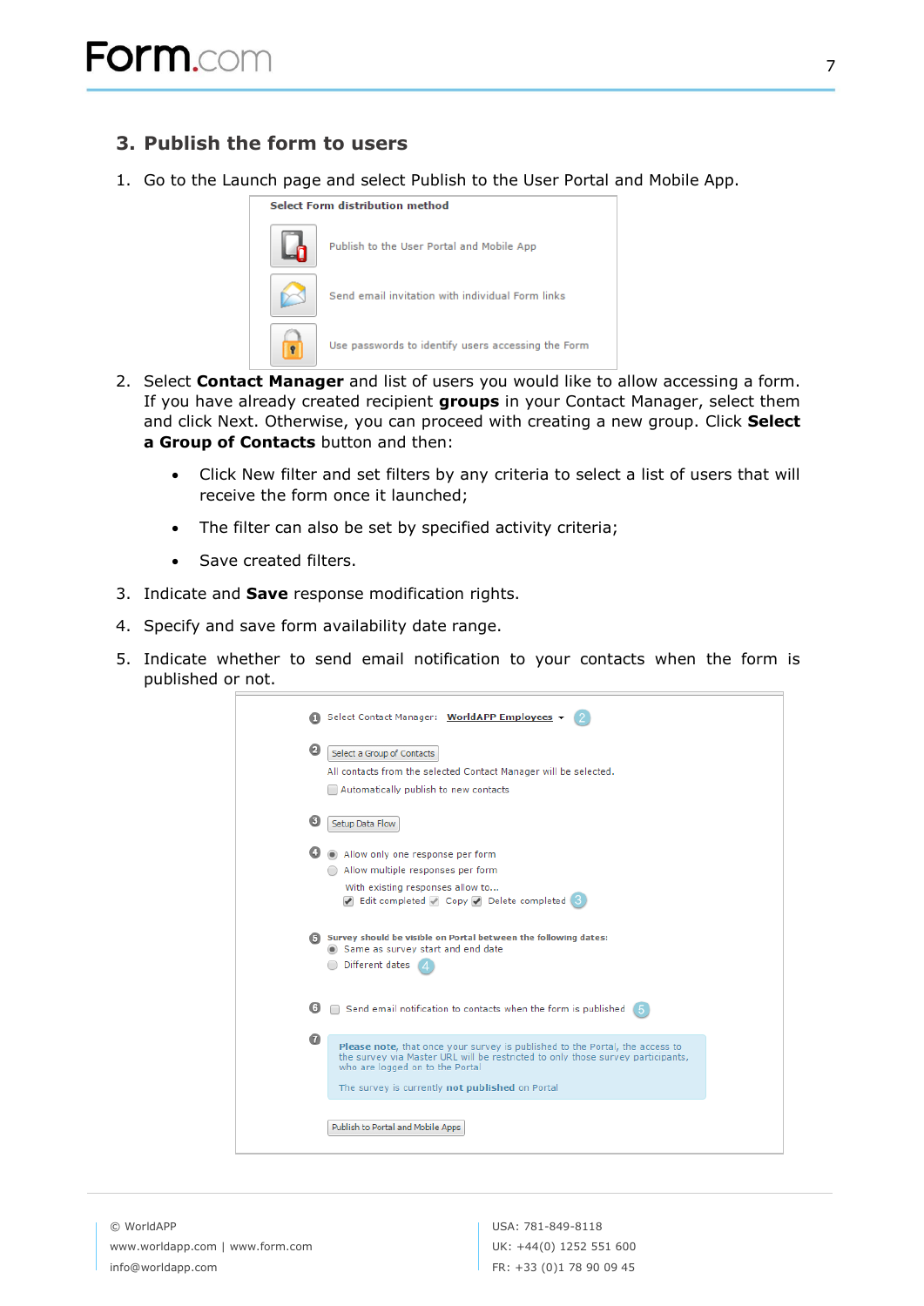## 3. Publish the form to users

1. Go to the Launch page and select Publish to the User Portal and Mobile App.

   **Select Form distribution method**

   Publish to the User Portal and Mobile App

   Send email invitation with individual Form links

   Use passwords to identify users accessing the Form

2. Select **Contact Manager** and list of users you would like to allow accessing a form. If you have already created recipient **groups** in your Contact Manager, select them and click Next. Otherwise, you can proceed with creating a new group. Click **Select a Group of Contacts** button and then:

   - Click New filter and set filters by any criteria to select a list of users that will receive the form once it launched;
   - The filter can also be set by specified activity criteria;
   - Save created filters.

3. Indicate and **Save** response modification rights.
4. Specify and save form availability date range.
5. Indicate whether to send email notification to your contacts when the form is published or not.

   1 Select Contact Manager: WorldAPP Employees 2

   2 Select a Group of Contacts
   All contacts from the selected Contact Manager will be selected.
   Automatically publish to new contacts

   3 Setup Data Flow

   4 Allow only one response per form
   Allow multiple responses per form
   With existing responses allow to...
   Edit completed Copy Delete completed 3

   5 Survey should be visible on Portal between the following dates:
   Same as survey start and end date
   Different dates 4

   6 Send email notification to contacts when the form is published 5

   7 **Please note**, that once your survey is published to the Portal, the access to the survey via Master URL will be restricted to only those survey participants, who are logged on to the Portal
   The survey is currently **not published** on Portal

   Publish to Portal and Mobile Apps

© WorldAPP
www.worldapp.com | www.form.com
info@worldapp.com

USA: 781-849-8118
UK: +44(0) 1252 551 600
FR: +33 (0)1 78 90 09 45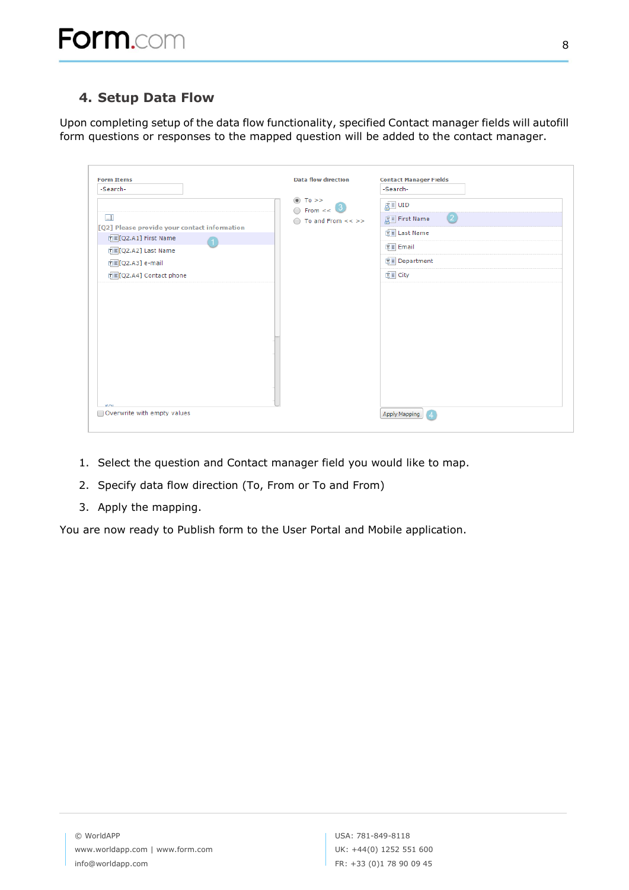## 4. Setup Data Flow

Upon completing setup of the data flow functionality, specified Contact manager fields will autofill form questions or responses to the mapped question will be added to the contact manager.

1. Select the question and Contact manager field you would like to map.
2. Specify data flow direction (To, From or To and From)
3. Apply the mapping.

You are now ready to Publish form to the User Portal and Mobile application.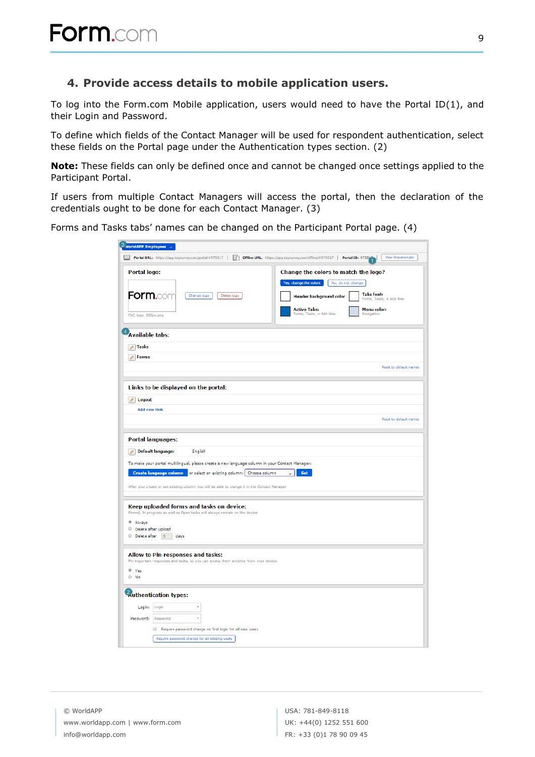## 4. Provide access details to mobile application users.

To log into the Form.com Mobile application, users would need to have the Portal ID(1), and their Login and Password.

To define which fields of the Contact Manager will be used for respondent authentication, select these fields on the Portal page under the Authentication types section. (2)

**Note:** These fields can only be defined once and cannot be changed once settings applied to the Participant Portal.

If users from multiple Contact Managers will access the portal, then the declaration of the credentials ought to be done for each Contact Manager. (3)

Forms and Tasks tabs' names can be changed on the Participant Portal page. (4)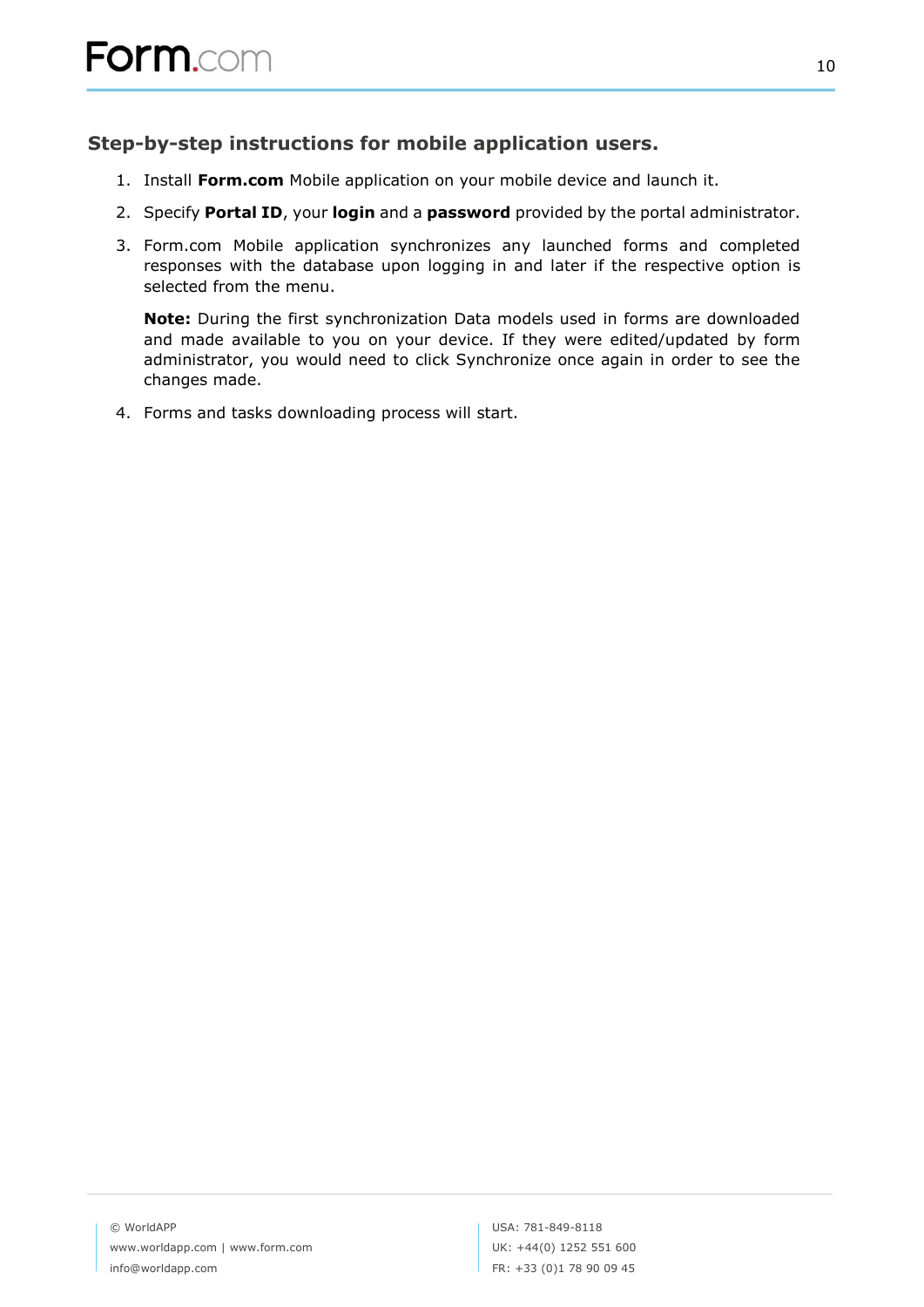### Step-by-step instructions for mobile application users.

1. Install **Form.com** Mobile application on your mobile device and launch it.
2. Specify **Portal ID**, your **login** and a **password** provided by the portal administrator.
3. Form.com Mobile application synchronizes any launched forms and completed responses with the database upon logging in and later if the respective option is selected from the menu.

   **Note:** During the first synchronization Data models used in forms are downloaded and made available to you on your device. If they were edited/updated by form administrator, you would need to click Synchronize once again in order to see the changes made.

4. Forms and tasks downloading process will start.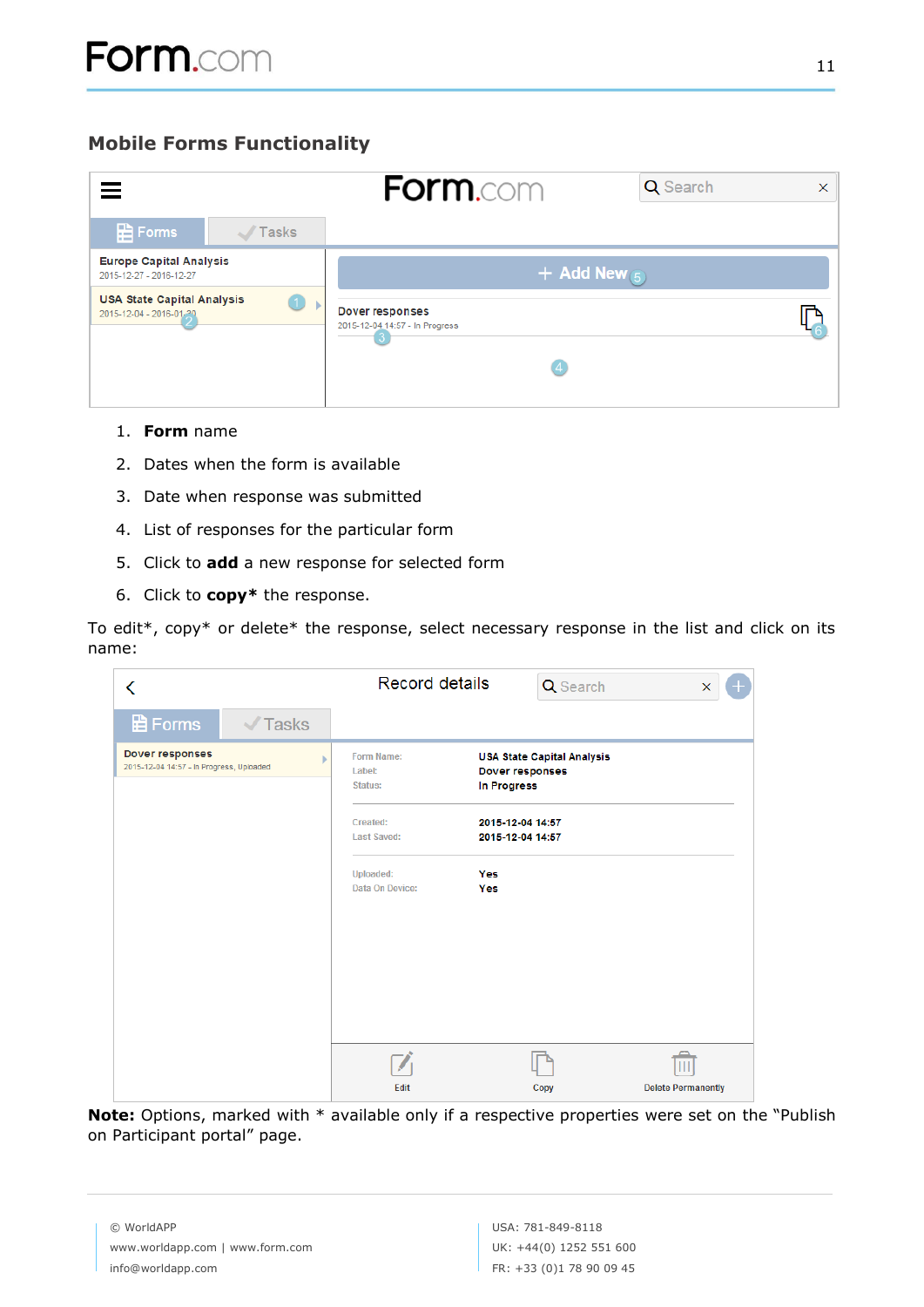## Mobile Forms Functionality

1. **Form** name
2. Dates when the form is available
3. Date when response was submitted
4. List of responses for the particular form
5. Click to **add** a new response for selected form
6. Click to **copy*** the response.

To edit*, copy* or delete* the response, select necessary response in the list and click on its name:

**Note:** Options, marked with * available only if a respective properties were set on the "Publish on Participant portal" page.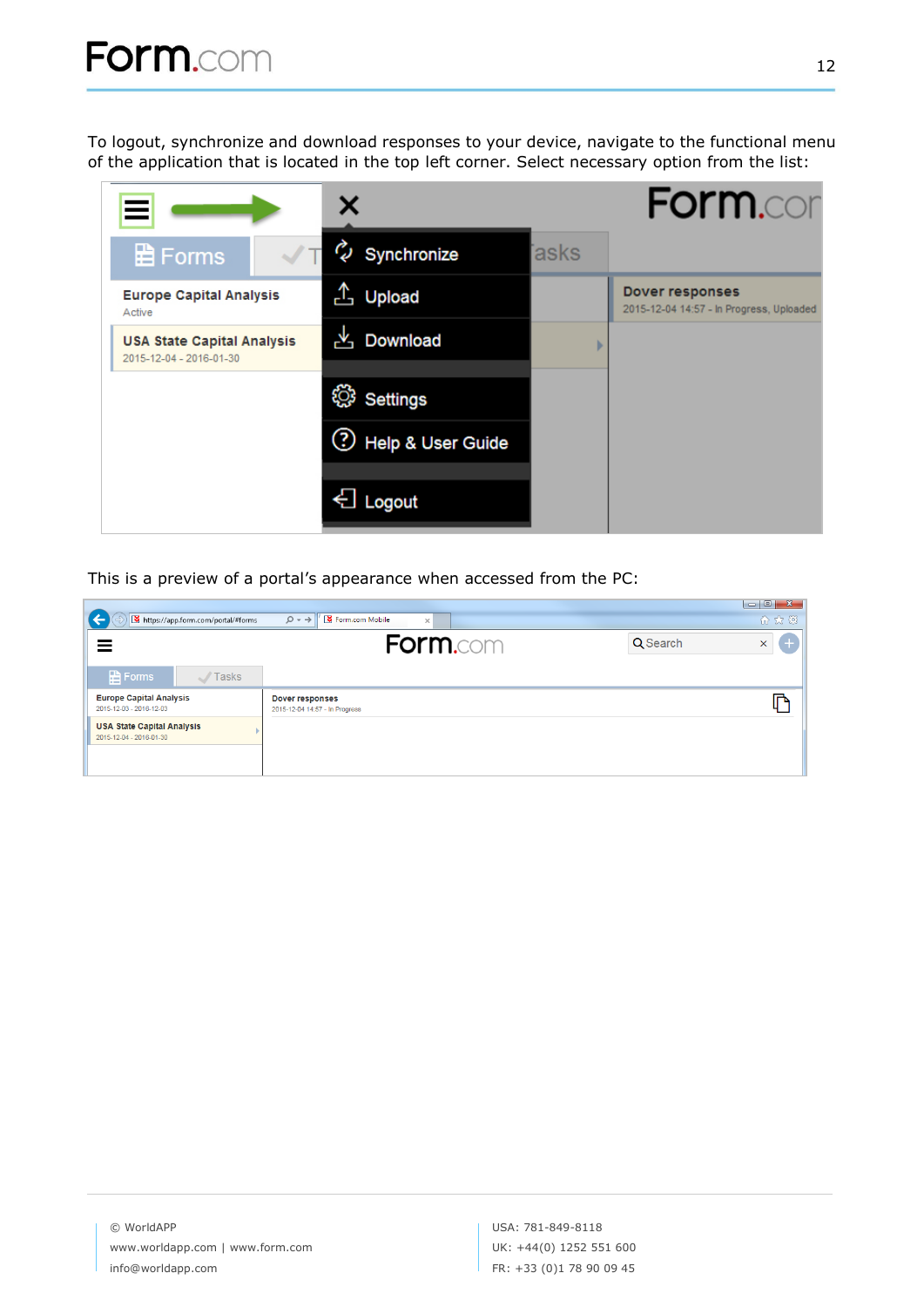To logout, synchronize and download responses to your device, navigate to the functional menu of the application that is located in the top left corner. Select necessary option from the list:

This is a preview of a portal's appearance when accessed from the PC: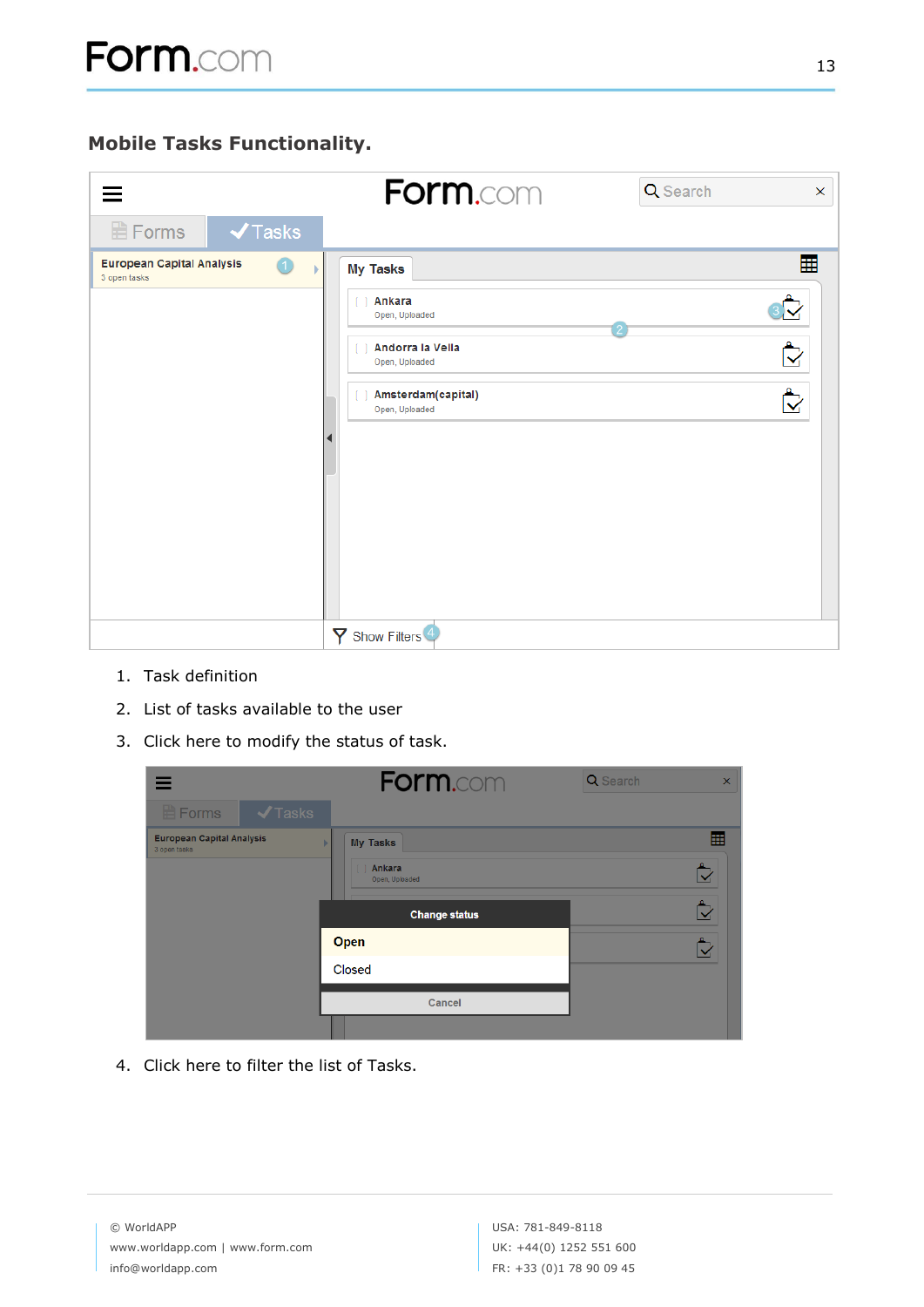## Mobile Tasks Functionality.

1. Task definition
2. List of tasks available to the user
3. Click here to modify the status of task.

4. Click here to filter the list of Tasks.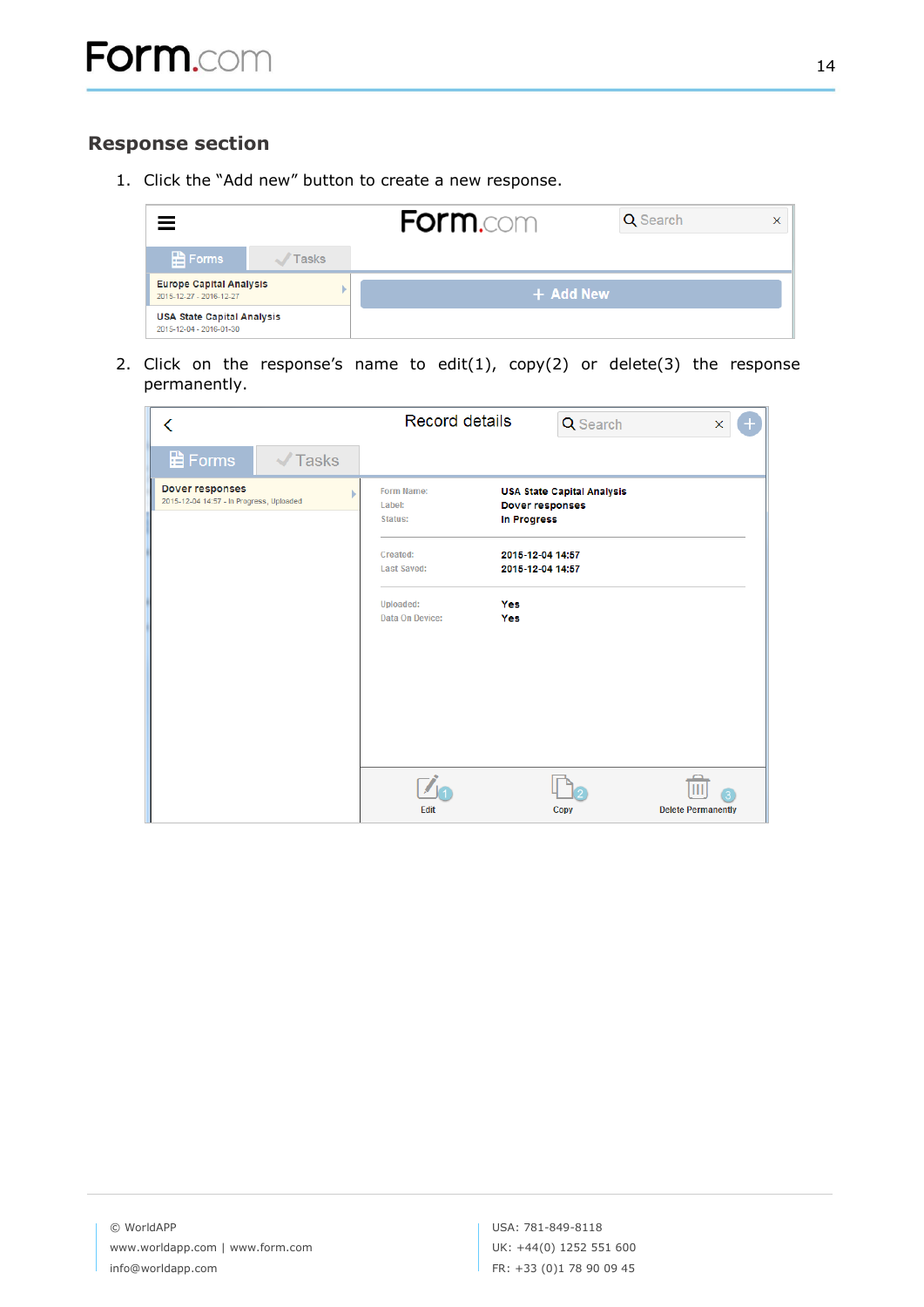## Response section

1. Click the "Add new" button to create a new response.

2. Click on the response's name to edit(1), copy(2) or delete(3) the response permanently.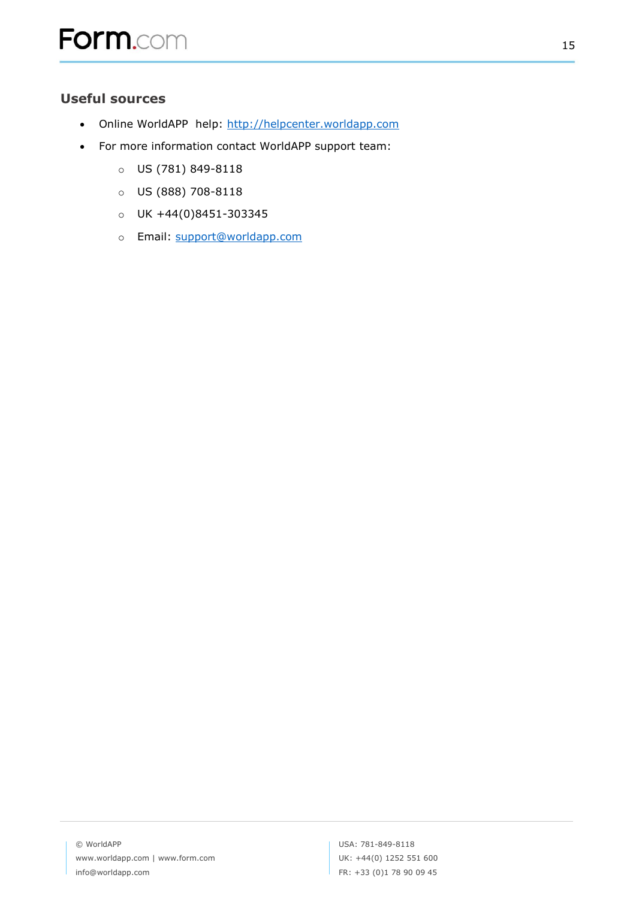## Useful sources

- Online WorldAPP help: http://helpcenter.worldapp.com
- For more information contact WorldAPP support team:
  - US (781) 849-8118
  - US (888) 708-8118
  - UK +44(0)8451-303345
  - Email: support@worldapp.com